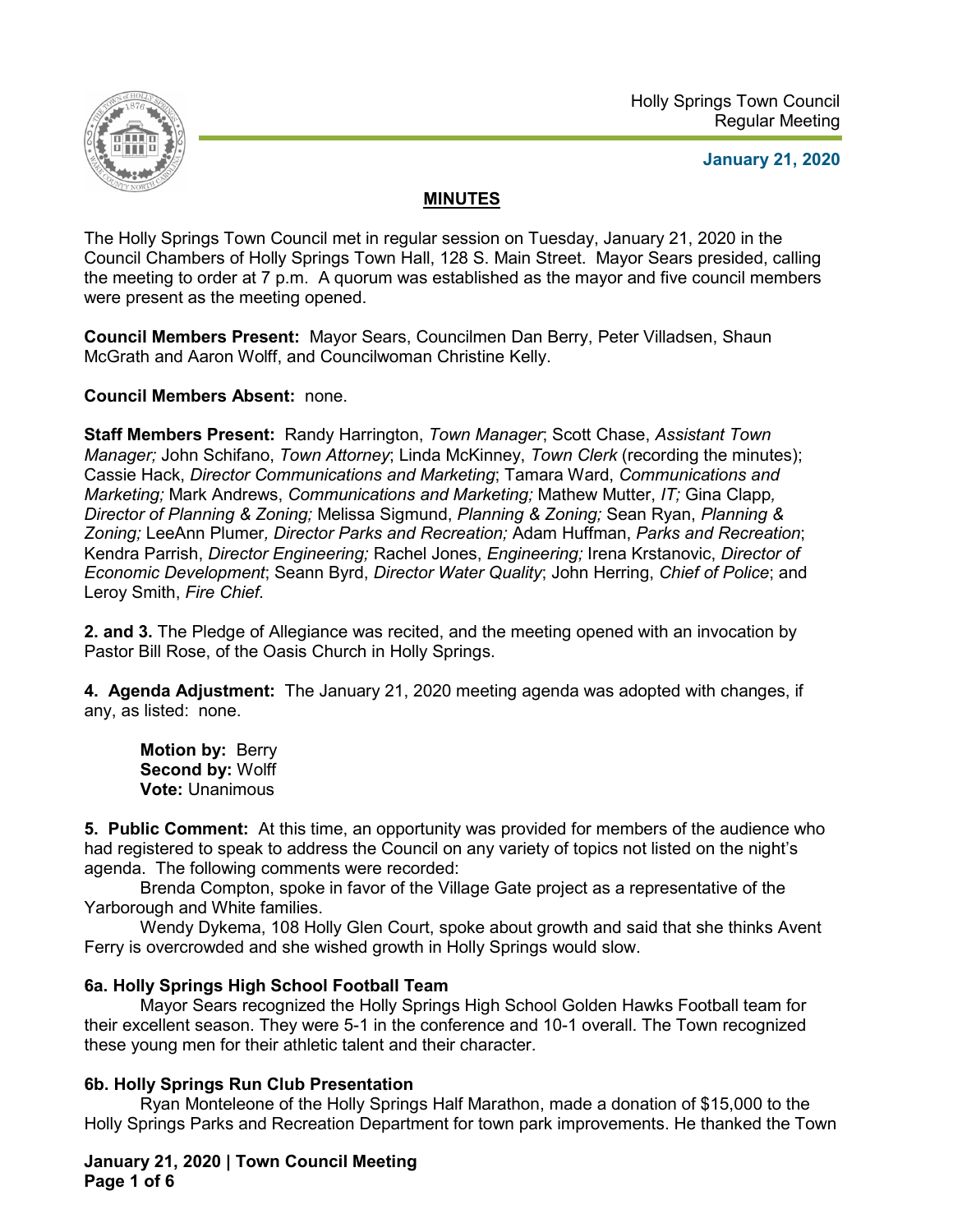Holly Springs Town Council
Regular Meeting

**January 21, 2020**

## MINUTES

The Holly Springs Town Council met in regular session on Tuesday, January 21, 2020 in the Council Chambers of Holly Springs Town Hall, 128 S. Main Street. Mayor Sears presided, calling the meeting to order at 7 p.m. A quorum was established as the mayor and five council members were present as the meeting opened.

**Council Members Present:** Mayor Sears, Councilmen Dan Berry, Peter Villadsen, Shaun McGrath and Aaron Wolff, and Councilwoman Christine Kelly.

**Council Members Absent:** none.

**Staff Members Present:** Randy Harrington, *Town Manager*; Scott Chase, *Assistant Town Manager;* John Schifano, *Town Attorney*; Linda McKinney, *Town Clerk* (recording the minutes); Cassie Hack, *Director Communications and Marketing*; Tamara Ward, *Communications and Marketing;* Mark Andrews, *Communications and Marketing;* Mathew Mutter, *IT;* Gina Clapp*, Director of Planning & Zoning;* Melissa Sigmund, *Planning & Zoning;* Sean Ryan, *Planning & Zoning;* LeeAnn Plumer*, Director Parks and Recreation;* Adam Huffman, *Parks and Recreation*; Kendra Parrish, *Director Engineering;* Rachel Jones, *Engineering;* Irena Krstanovic, *Director of Economic Development*; Seann Byrd, *Director Water Quality*; John Herring, *Chief of Police*; and Leroy Smith, *Fire Chief.*

**2. and 3.** The Pledge of Allegiance was recited, and the meeting opened with an invocation by Pastor Bill Rose, of the Oasis Church in Holly Springs.

**4. Agenda Adjustment:** The January 21, 2020 meeting agenda was adopted with changes, if any, as listed: none.

> **Motion by:** Berry
> **Second by:** Wolff
> **Vote:** Unanimous

**5. Public Comment:** At this time, an opportunity was provided for members of the audience who had registered to speak to address the Council on any variety of topics not listed on the night's agenda. The following comments were recorded:

Brenda Compton, spoke in favor of the Village Gate project as a representative of the Yarborough and White families.

Wendy Dykema, 108 Holly Glen Court, spoke about growth and said that she thinks Avent Ferry is overcrowded and she wished growth in Holly Springs would slow.

### 6a. Holly Springs High School Football Team

Mayor Sears recognized the Holly Springs High School Golden Hawks Football team for their excellent season. They were 5-1 in the conference and 10-1 overall. The Town recognized these young men for their athletic talent and their character.

### 6b. Holly Springs Run Club Presentation

Ryan Monteleone of the Holly Springs Half Marathon, made a donation of $15,000 to the Holly Springs Parks and Recreation Department for town park improvements. He thanked the Town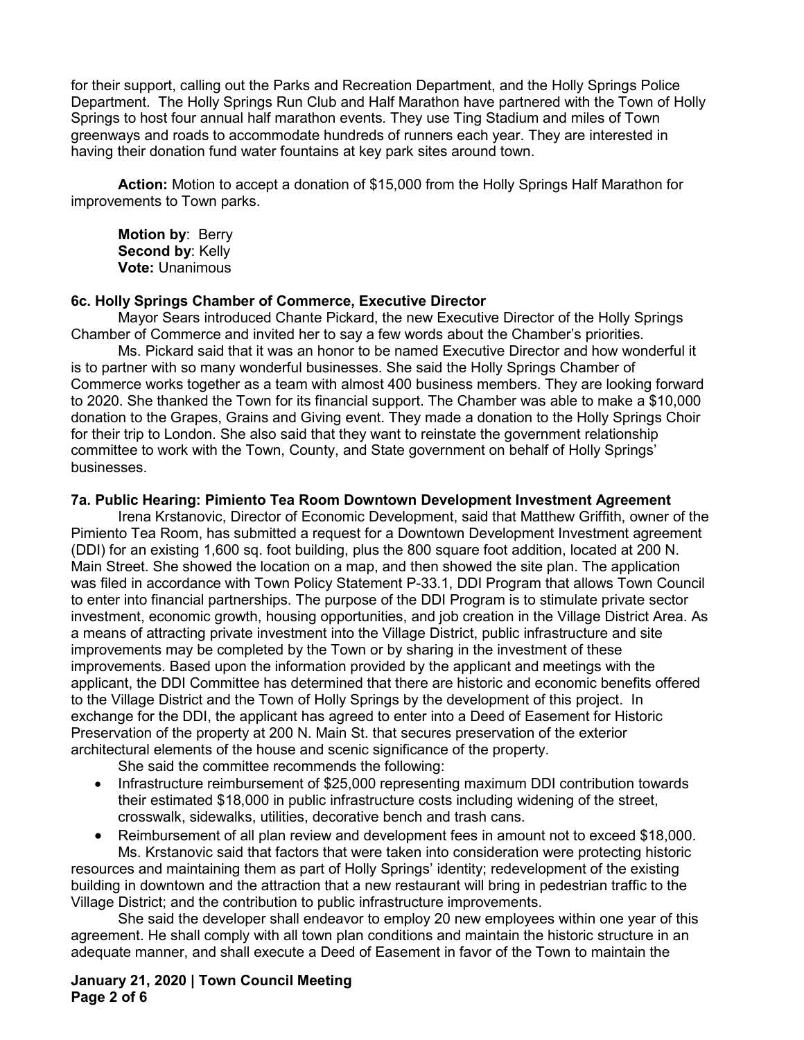for their support, calling out the Parks and Recreation Department, and the Holly Springs Police Department. The Holly Springs Run Club and Half Marathon have partnered with the Town of Holly Springs to host four annual half marathon events. They use Ting Stadium and miles of Town greenways and roads to accommodate hundreds of runners each year. They are interested in having their donation fund water fountains at key park sites around town.

**Action:** Motion to accept a donation of $15,000 from the Holly Springs Half Marathon for improvements to Town parks.

**Motion by**: Berry
**Second by**: Kelly
**Vote:** Unanimous

### 6c. Holly Springs Chamber of Commerce, Executive Director

Mayor Sears introduced Chante Pickard, the new Executive Director of the Holly Springs Chamber of Commerce and invited her to say a few words about the Chamber's priorities.

Ms. Pickard said that it was an honor to be named Executive Director and how wonderful it is to partner with so many wonderful businesses. She said the Holly Springs Chamber of Commerce works together as a team with almost 400 business members. They are looking forward to 2020. She thanked the Town for its financial support. The Chamber was able to make a $10,000 donation to the Grapes, Grains and Giving event. They made a donation to the Holly Springs Choir for their trip to London. She also said that they want to reinstate the government relationship committee to work with the Town, County, and State government on behalf of Holly Springs' businesses.

### 7a. Public Hearing: Pimiento Tea Room Downtown Development Investment Agreement

Irena Krstanovic, Director of Economic Development, said that Matthew Griffith, owner of the Pimiento Tea Room, has submitted a request for a Downtown Development Investment agreement (DDI) for an existing 1,600 sq. foot building, plus the 800 square foot addition, located at 200 N. Main Street. She showed the location on a map, and then showed the site plan. The application was filed in accordance with Town Policy Statement P-33.1, DDI Program that allows Town Council to enter into financial partnerships. The purpose of the DDI Program is to stimulate private sector investment, economic growth, housing opportunities, and job creation in the Village District Area. As a means of attracting private investment into the Village District, public infrastructure and site improvements may be completed by the Town or by sharing in the investment of these improvements. Based upon the information provided by the applicant and meetings with the applicant, the DDI Committee has determined that there are historic and economic benefits offered to the Village District and the Town of Holly Springs by the development of this project. In exchange for the DDI, the applicant has agreed to enter into a Deed of Easement for Historic Preservation of the property at 200 N. Main St. that secures preservation of the exterior architectural elements of the house and scenic significance of the property.

She said the committee recommends the following:

- Infrastructure reimbursement of $25,000 representing maximum DDI contribution towards their estimated $18,000 in public infrastructure costs including widening of the street, crosswalk, sidewalks, utilities, decorative bench and trash cans.
- Reimbursement of all plan review and development fees in amount not to exceed $18,000.

Ms. Krstanovic said that factors that were taken into consideration were protecting historic resources and maintaining them as part of Holly Springs' identity; redevelopment of the existing building in downtown and the attraction that a new restaurant will bring in pedestrian traffic to the Village District; and the contribution to public infrastructure improvements.

She said the developer shall endeavor to employ 20 new employees within one year of this agreement. He shall comply with all town plan conditions and maintain the historic structure in an adequate manner, and shall execute a Deed of Easement in favor of the Town to maintain the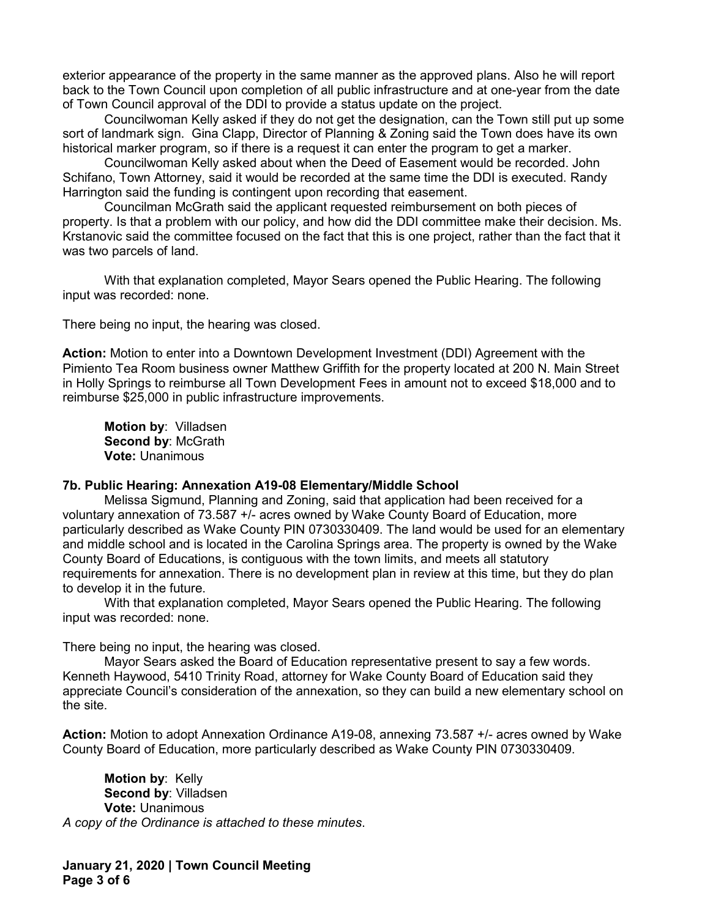exterior appearance of the property in the same manner as the approved plans. Also he will report back to the Town Council upon completion of all public infrastructure and at one-year from the date of Town Council approval of the DDI to provide a status update on the project.

Councilwoman Kelly asked if they do not get the designation, can the Town still put up some sort of landmark sign. Gina Clapp, Director of Planning & Zoning said the Town does have its own historical marker program, so if there is a request it can enter the program to get a marker.

Councilwoman Kelly asked about when the Deed of Easement would be recorded. John Schifano, Town Attorney, said it would be recorded at the same time the DDI is executed. Randy Harrington said the funding is contingent upon recording that easement.

Councilman McGrath said the applicant requested reimbursement on both pieces of property. Is that a problem with our policy, and how did the DDI committee make their decision. Ms. Krstanovic said the committee focused on the fact that this is one project, rather than the fact that it was two parcels of land.

With that explanation completed, Mayor Sears opened the Public Hearing. The following input was recorded: none.

There being no input, the hearing was closed.

**Action:** Motion to enter into a Downtown Development Investment (DDI) Agreement with the Pimiento Tea Room business owner Matthew Griffith for the property located at 200 N. Main Street in Holly Springs to reimburse all Town Development Fees in amount not to exceed $18,000 and to reimburse $25,000 in public infrastructure improvements.

**Motion by**: Villadsen
**Second by**: McGrath
**Vote:** Unanimous

### 7b. Public Hearing: Annexation A19-08 Elementary/Middle School

Melissa Sigmund, Planning and Zoning, said that application had been received for a voluntary annexation of 73.587 +/- acres owned by Wake County Board of Education, more particularly described as Wake County PIN 0730330409. The land would be used for an elementary and middle school and is located in the Carolina Springs area. The property is owned by the Wake County Board of Educations, is contiguous with the town limits, and meets all statutory requirements for annexation. There is no development plan in review at this time, but they do plan to develop it in the future.

With that explanation completed, Mayor Sears opened the Public Hearing. The following input was recorded: none.

There being no input, the hearing was closed.

Mayor Sears asked the Board of Education representative present to say a few words. Kenneth Haywood, 5410 Trinity Road, attorney for Wake County Board of Education said they appreciate Council's consideration of the annexation, so they can build a new elementary school on the site.

**Action:** Motion to adopt Annexation Ordinance A19-08, annexing 73.587 +/- acres owned by Wake County Board of Education, more particularly described as Wake County PIN 0730330409.

**Motion by**: Kelly
**Second by**: Villadsen
**Vote:** Unanimous

*A copy of the Ordinance is attached to these minutes.*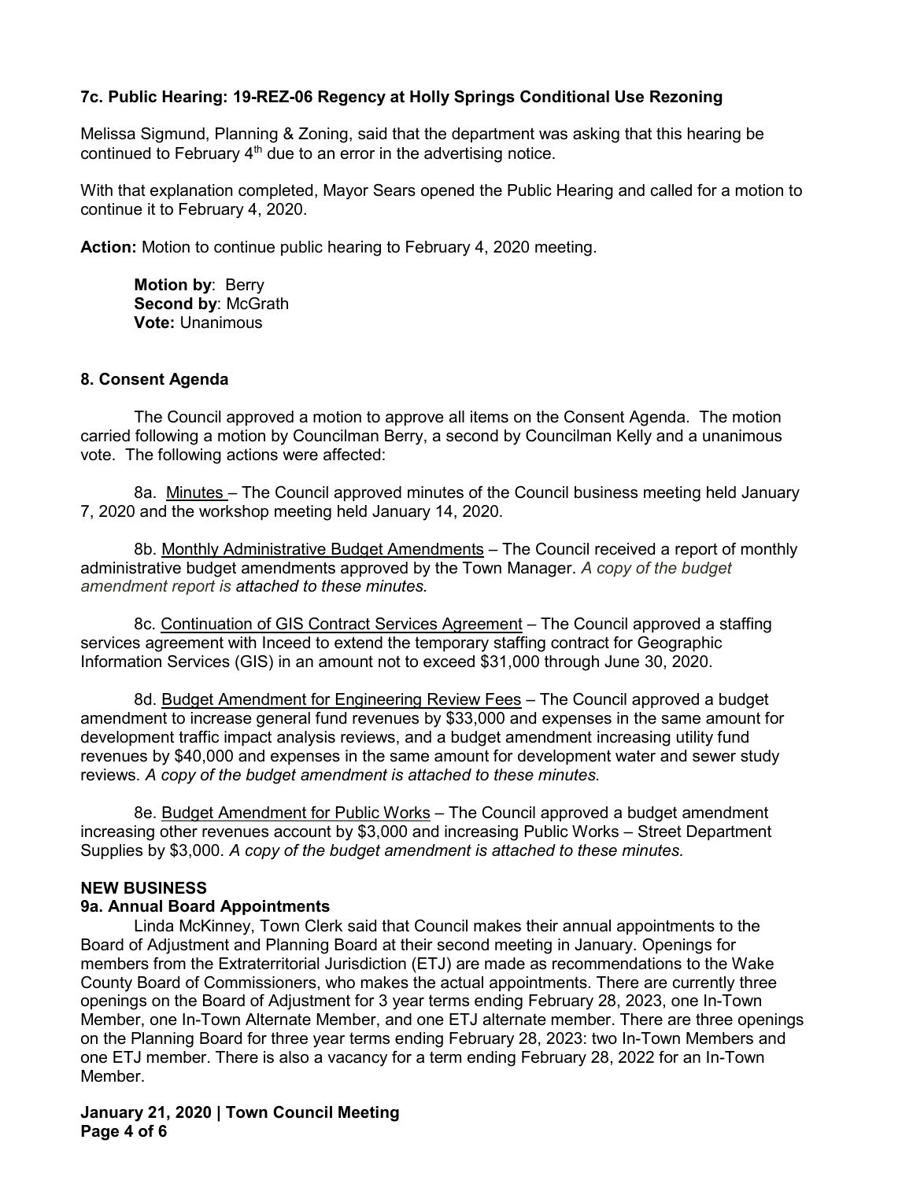**7c. Public Hearing: 19-REZ-06 Regency at Holly Springs Conditional Use Rezoning**

Melissa Sigmund, Planning & Zoning, said that the department was asking that this hearing be continued to February 4th due to an error in the advertising notice.

With that explanation completed, Mayor Sears opened the Public Hearing and called for a motion to continue it to February 4, 2020.

**Action:** Motion to continue public hearing to February 4, 2020 meeting.

> **Motion by**: Berry
> **Second by**: McGrath
> **Vote:** Unanimous

**8. Consent Agenda**

The Council approved a motion to approve all items on the Consent Agenda. The motion carried following a motion by Councilman Berry, a second by Councilman Kelly and a unanimous vote. The following actions were affected:

8a. Minutes – The Council approved minutes of the Council business meeting held January 7, 2020 and the workshop meeting held January 14, 2020.

8b. Monthly Administrative Budget Amendments – The Council received a report of monthly administrative budget amendments approved by the Town Manager. *A copy of the budget amendment report is attached to these minutes.*

8c. Continuation of GIS Contract Services Agreement – The Council approved a staffing services agreement with Inceed to extend the temporary staffing contract for Geographic Information Services (GIS) in an amount not to exceed $31,000 through June 30, 2020.

8d. Budget Amendment for Engineering Review Fees – The Council approved a budget amendment to increase general fund revenues by $33,000 and expenses in the same amount for development traffic impact analysis reviews, and a budget amendment increasing utility fund revenues by $40,000 and expenses in the same amount for development water and sewer study reviews. *A copy of the budget amendment is attached to these minutes.*

8e. Budget Amendment for Public Works – The Council approved a budget amendment increasing other revenues account by $3,000 and increasing Public Works – Street Department Supplies by $3,000. *A copy of the budget amendment is attached to these minutes.*

**NEW BUSINESS**

**9a. Annual Board Appointments**

Linda McKinney, Town Clerk said that Council makes their annual appointments to the Board of Adjustment and Planning Board at their second meeting in January. Openings for members from the Extraterritorial Jurisdiction (ETJ) are made as recommendations to the Wake County Board of Commissioners, who makes the actual appointments. There are currently three openings on the Board of Adjustment for 3 year terms ending February 28, 2023, one In-Town Member, one In-Town Alternate Member, and one ETJ alternate member. There are three openings on the Planning Board for three year terms ending February 28, 2023: two In-Town Members and one ETJ member. There is also a vacancy for a term ending February 28, 2022 for an In-Town Member.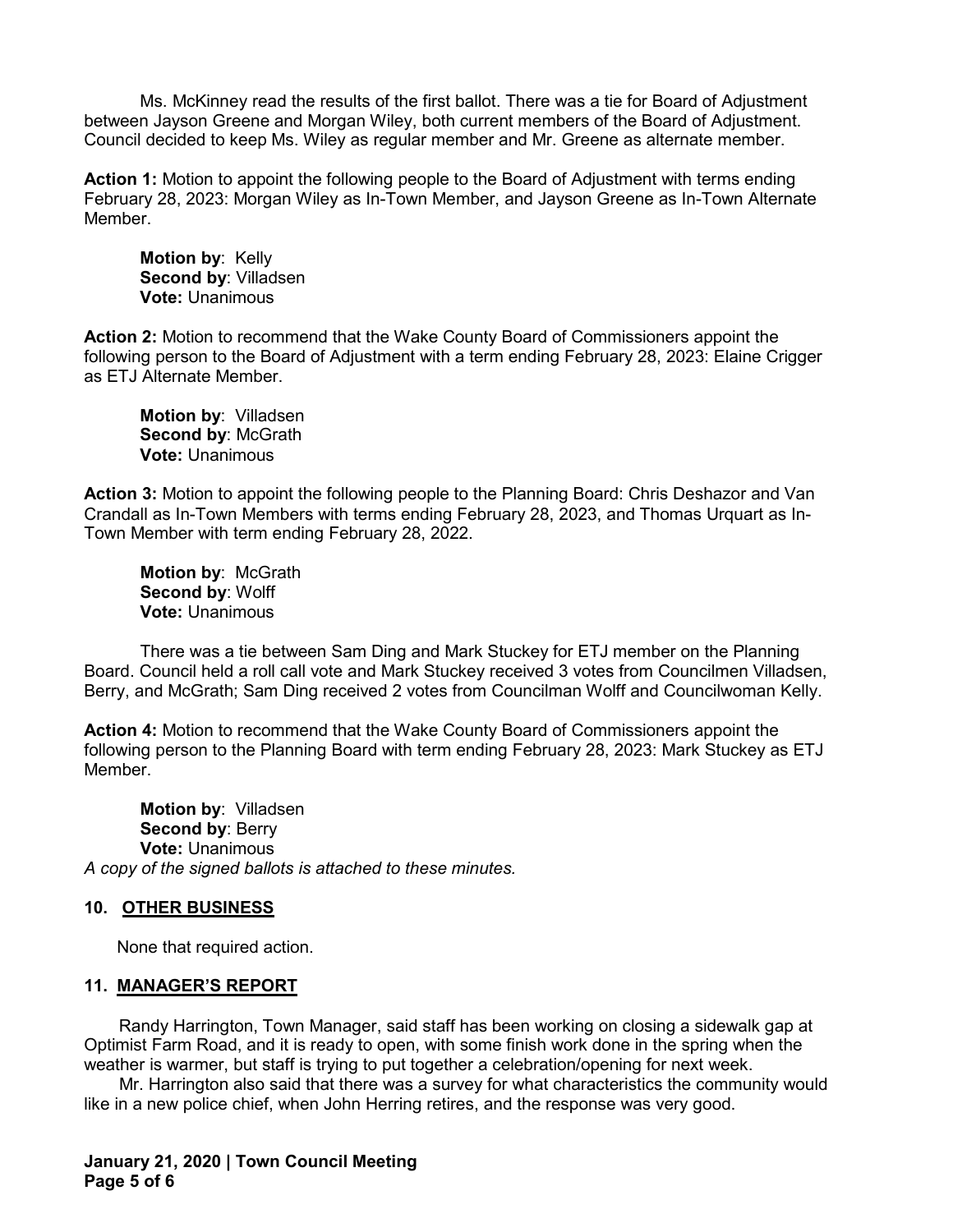Ms. McKinney read the results of the first ballot. There was a tie for Board of Adjustment between Jayson Greene and Morgan Wiley, both current members of the Board of Adjustment. Council decided to keep Ms. Wiley as regular member and Mr. Greene as alternate member.

**Action 1:** Motion to appoint the following people to the Board of Adjustment with terms ending February 28, 2023: Morgan Wiley as In-Town Member, and Jayson Greene as In-Town Alternate Member.

**Motion by**: Kelly
**Second by**: Villadsen
**Vote:** Unanimous

**Action 2:** Motion to recommend that the Wake County Board of Commissioners appoint the following person to the Board of Adjustment with a term ending February 28, 2023: Elaine Crigger as ETJ Alternate Member.

**Motion by**: Villadsen
**Second by**: McGrath
**Vote:** Unanimous

**Action 3:** Motion to appoint the following people to the Planning Board: Chris Deshazor and Van Crandall as In-Town Members with terms ending February 28, 2023, and Thomas Urquart as In-Town Member with term ending February 28, 2022.

**Motion by**: McGrath
**Second by**: Wolff
**Vote:** Unanimous

There was a tie between Sam Ding and Mark Stuckey for ETJ member on the Planning Board. Council held a roll call vote and Mark Stuckey received 3 votes from Councilmen Villadsen, Berry, and McGrath; Sam Ding received 2 votes from Councilman Wolff and Councilwoman Kelly.

**Action 4:** Motion to recommend that the Wake County Board of Commissioners appoint the following person to the Planning Board with term ending February 28, 2023: Mark Stuckey as ETJ Member.

**Motion by**: Villadsen
**Second by**: Berry
**Vote:** Unanimous

*A copy of the signed ballots is attached to these minutes.*

## 10. OTHER BUSINESS

None that required action.

## 11. MANAGER'S REPORT

Randy Harrington, Town Manager, said staff has been working on closing a sidewalk gap at Optimist Farm Road, and it is ready to open, with some finish work done in the spring when the weather is warmer, but staff is trying to put together a celebration/opening for next week.

Mr. Harrington also said that there was a survey for what characteristics the community would like in a new police chief, when John Herring retires, and the response was very good.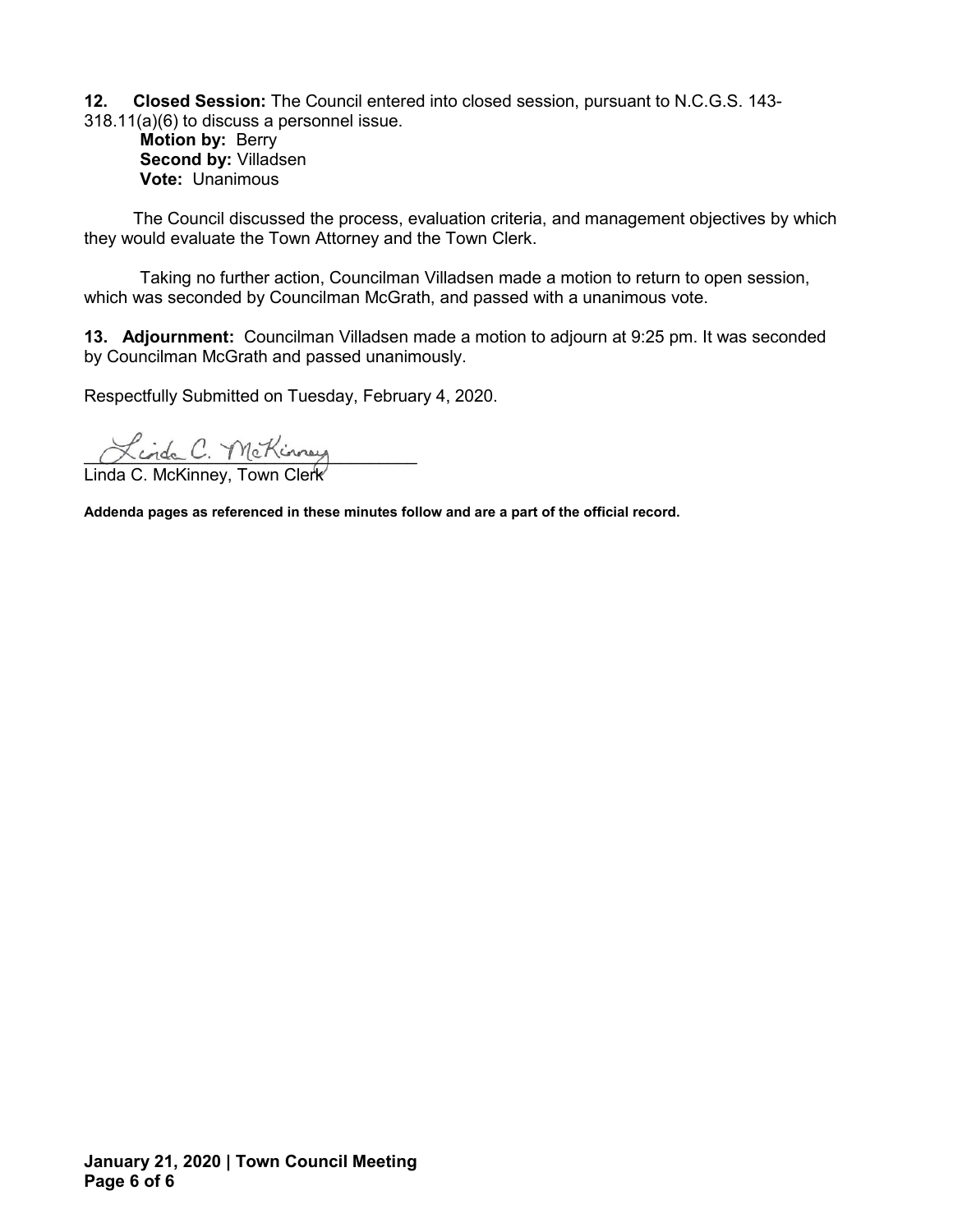**12. Closed Session:** The Council entered into closed session, pursuant to N.C.G.S. 143-318.11(a)(6) to discuss a personnel issue.

**Motion by:** Berry
**Second by:** Villadsen
**Vote:** Unanimous

The Council discussed the process, evaluation criteria, and management objectives by which they would evaluate the Town Attorney and the Town Clerk.

Taking no further action, Councilman Villadsen made a motion to return to open session, which was seconded by Councilman McGrath, and passed with a unanimous vote.

**13. Adjournment:** Councilman Villadsen made a motion to adjourn at 9:25 pm. It was seconded by Councilman McGrath and passed unanimously.

Respectfully Submitted on Tuesday, February 4, 2020.

Linda C. McKinney

Linda C. McKinney, Town Clerk

**Addenda pages as referenced in these minutes follow and are a part of the official record.**